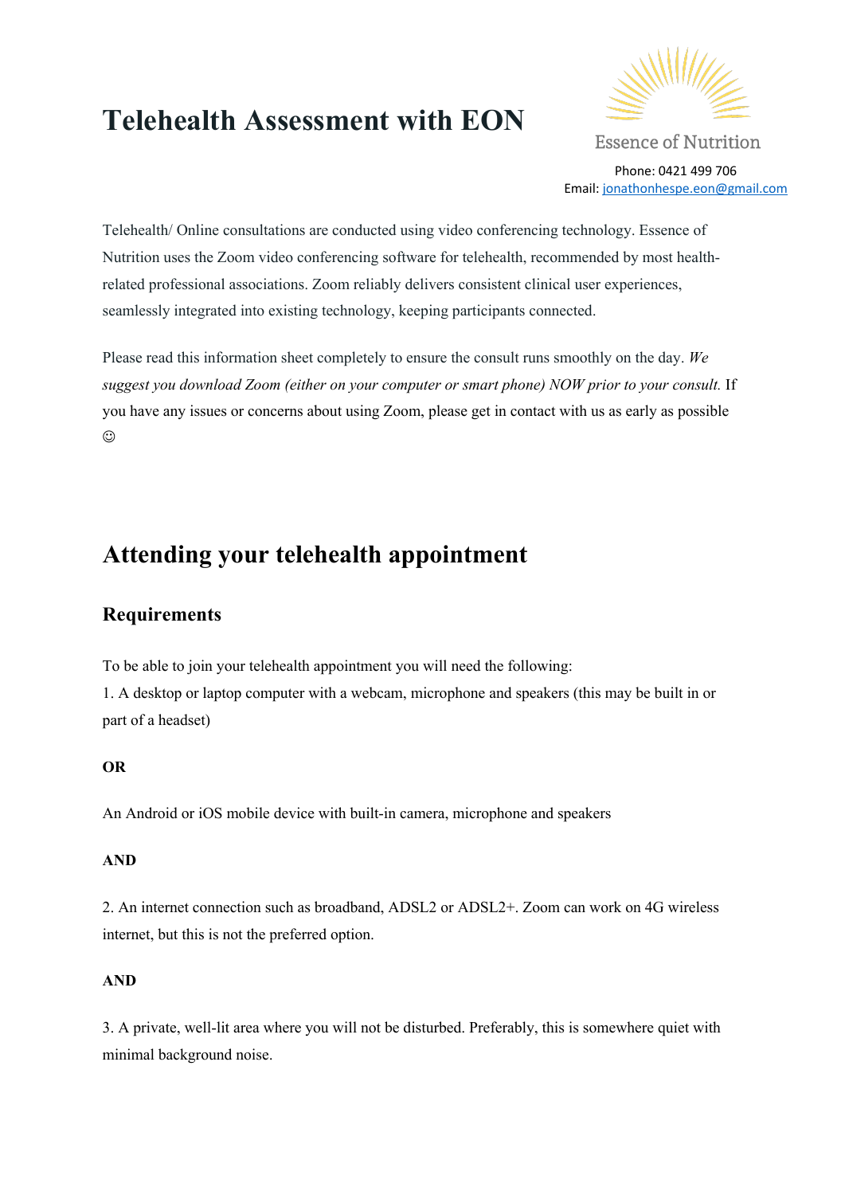# Telehealth Assessment with EON

Essence of Nutrition

Phone: 0421 499 706
Email: jonathonhespe.eon@gmail.com

Telehealth/ Online consultations are conducted using video conferencing technology. Essence of Nutrition uses the Zoom video conferencing software for telehealth, recommended by most health-related professional associations. Zoom reliably delivers consistent clinical user experiences, seamlessly integrated into existing technology, keeping participants connected.

Please read this information sheet completely to ensure the consult runs smoothly on the day. *We suggest you download Zoom (either on your computer or smart phone) NOW prior to your consult.* If you have any issues or concerns about using Zoom, please get in contact with us as early as possible ☺

## Attending your telehealth appointment

### Requirements

To be able to join your telehealth appointment you will need the following:

1. A desktop or laptop computer with a webcam, microphone and speakers (this may be built in or part of a headset)

**OR**

An Android or iOS mobile device with built-in camera, microphone and speakers

**AND**

2. An internet connection such as broadband, ADSL2 or ADSL2+. Zoom can work on 4G wireless internet, but this is not the preferred option.

**AND**

3. A private, well-lit area where you will not be disturbed. Preferably, this is somewhere quiet with minimal background noise.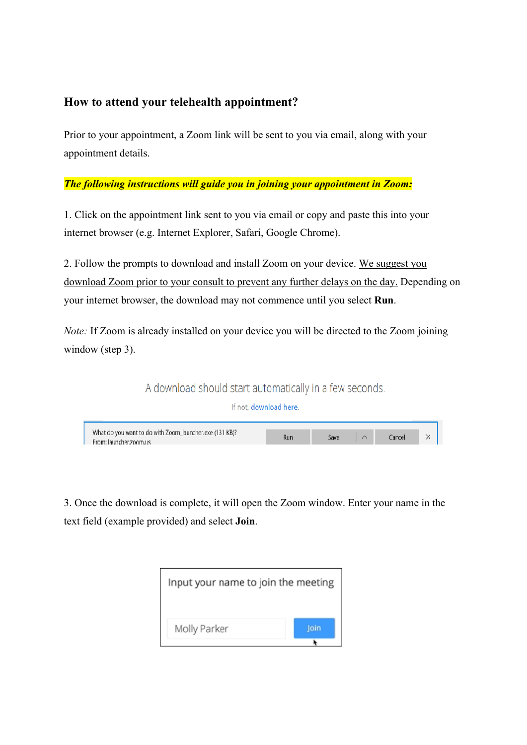### How to attend your telehealth appointment?

Prior to your appointment, a Zoom link will be sent to you via email, along with your appointment details.

***The following instructions will guide you in joining your appointment in Zoom:***

1. Click on the appointment link sent to you via email or copy and paste this into your internet browser (e.g. Internet Explorer, Safari, Google Chrome).

2. Follow the prompts to download and install Zoom on your device. <u>We suggest you download Zoom prior to your consult to prevent any further delays on the day.</u> Depending on your internet browser, the download may not commence until you select **Run**.

*Note:* If Zoom is already installed on your device you will be directed to the Zoom joining window (step 3).

A download should start automatically in a few seconds.

If not, download here.

What do you want to do with Zoom_launcher.exe (131 KB)?
From: launcher.zoom.us

Run | Save | Cancel

3. Once the download is complete, it will open the Zoom window. Enter your name in the text field (example provided) and select **Join**.

Input your name to join the meeting

Molly Parker

Join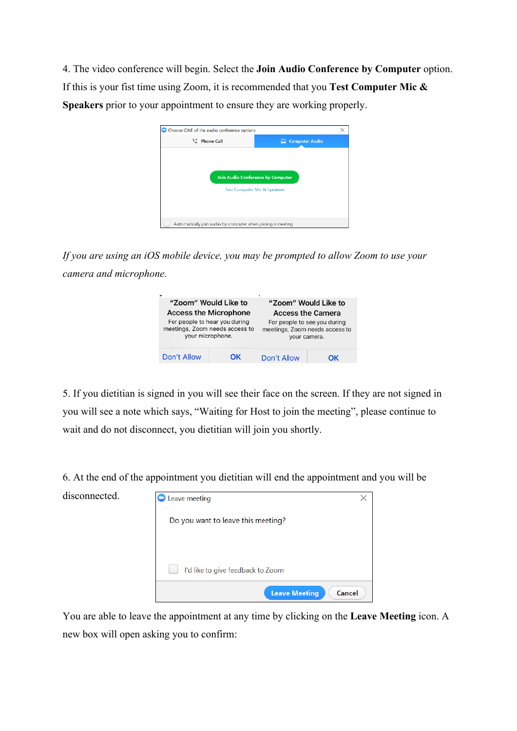4. The video conference will begin. Select the **Join Audio Conference by Computer** option. If this is your fist time using Zoom, it is recommended that you **Test Computer Mic & Speakers** prior to your appointment to ensure they are working properly.

*If you are using an iOS mobile device, you may be prompted to allow Zoom to use your camera and microphone.*

5. If you dietitian is signed in you will see their face on the screen. If they are not signed in you will see a note which says, “Waiting for Host to join the meeting”, please continue to wait and do not disconnect, you dietitian will join you shortly.

6. At the end of the appointment you dietitian will end the appointment and you will be disconnected.

You are able to leave the appointment at any time by clicking on the **Leave Meeting** icon. A new box will open asking you to confirm: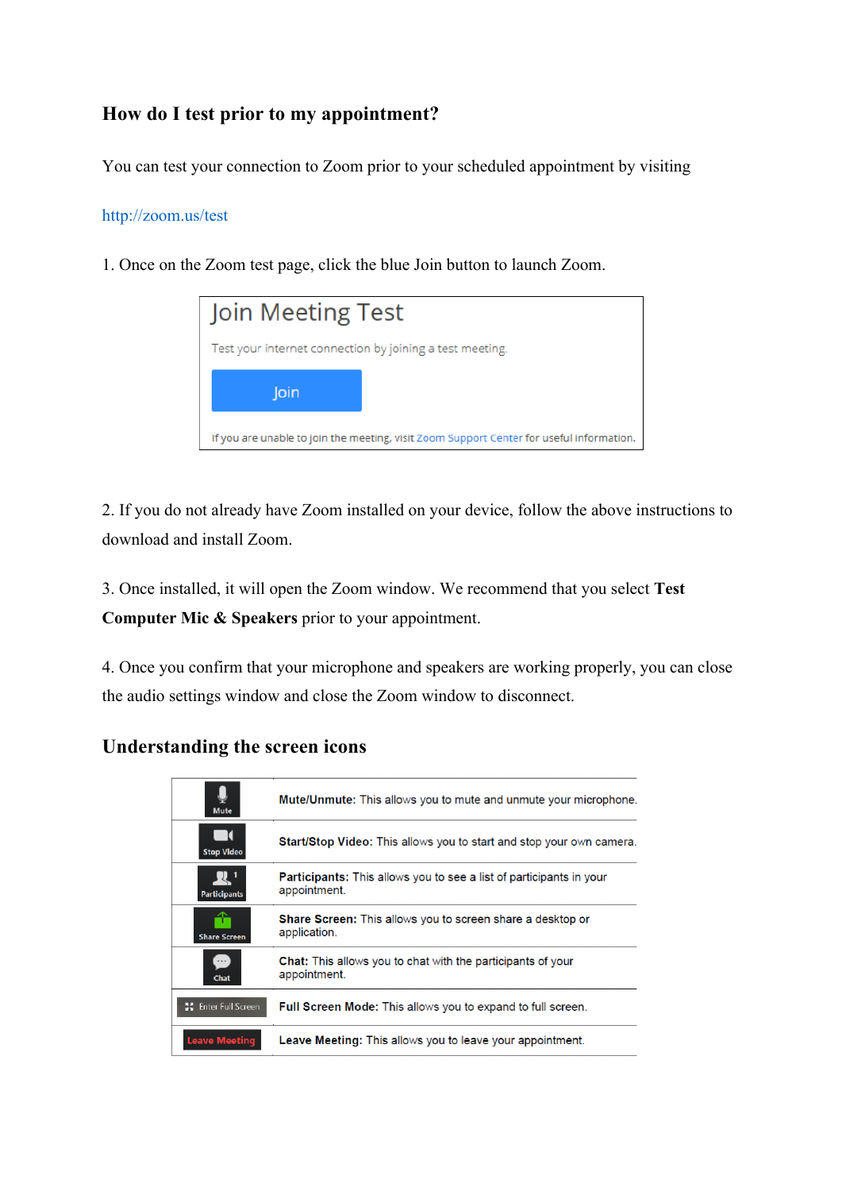## How do I test prior to my appointment?

You can test your connection to Zoom prior to your scheduled appointment by visiting

http://zoom.us/test

1. Once on the Zoom test page, click the blue Join button to launch Zoom.

Join Meeting Test

Test your internet connection by joining a test meeting.

Join

If you are unable to join the meeting, visit Zoom Support Center for useful information.

2. If you do not already have Zoom installed on your device, follow the above instructions to download and install Zoom.

3. Once installed, it will open the Zoom window. We recommend that you select **Test Computer Mic & Speakers** prior to your appointment.

4. Once you confirm that your microphone and speakers are working properly, you can close the audio settings window and close the Zoom window to disconnect.

## Understanding the screen icons

| | |
|---|---|
| Mute | **Mute/Unmute:** This allows you to mute and unmute your microphone. |
| Stop Video | **Start/Stop Video:** This allows you to start and stop your own camera. |
| Participants | **Participants:** This allows you to see a list of participants in your appointment. |
| Share Screen | **Share Screen:** This allows you to screen share a desktop or application. |
| Chat | **Chat:** This allows you to chat with the participants of your appointment. |
| Enter Full Screen | **Full Screen Mode:** This allows you to expand to full screen. |
| Leave Meeting | **Leave Meeting:** This allows you to leave your appointment. |